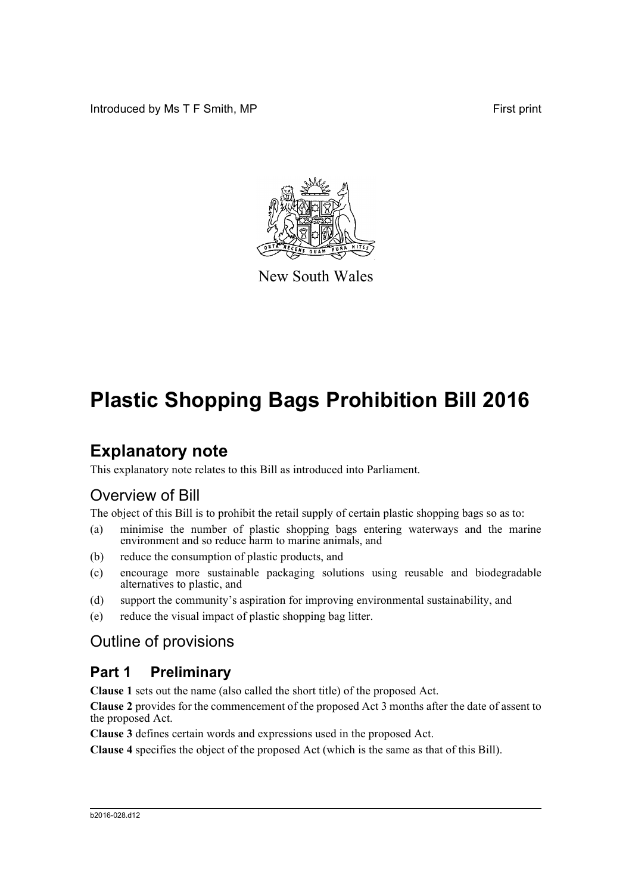Introduced by Ms T F Smith, MP First print

New South Wales

# Plastic Shopping Bags Prohibition Bill 2016

## Explanatory note

This explanatory note relates to this Bill as introduced into Parliament.

## Overview of Bill

The object of this Bill is to prohibit the retail supply of certain plastic shopping bags so as to:

(a) minimise the number of plastic shopping bags entering waterways and the marine environment and so reduce harm to marine animals, and

(b) reduce the consumption of plastic products, and

(c) encourage more sustainable packaging solutions using reusable and biodegradable alternatives to plastic, and

(d) support the community's aspiration for improving environmental sustainability, and

(e) reduce the visual impact of plastic shopping bag litter.

## Outline of provisions

### Part 1 Preliminary

**Clause 1** sets out the name (also called the short title) of the proposed Act.

**Clause 2** provides for the commencement of the proposed Act 3 months after the date of assent to the proposed Act.

**Clause 3** defines certain words and expressions used in the proposed Act.

**Clause 4** specifies the object of the proposed Act (which is the same as that of this Bill).

b2016-028.d12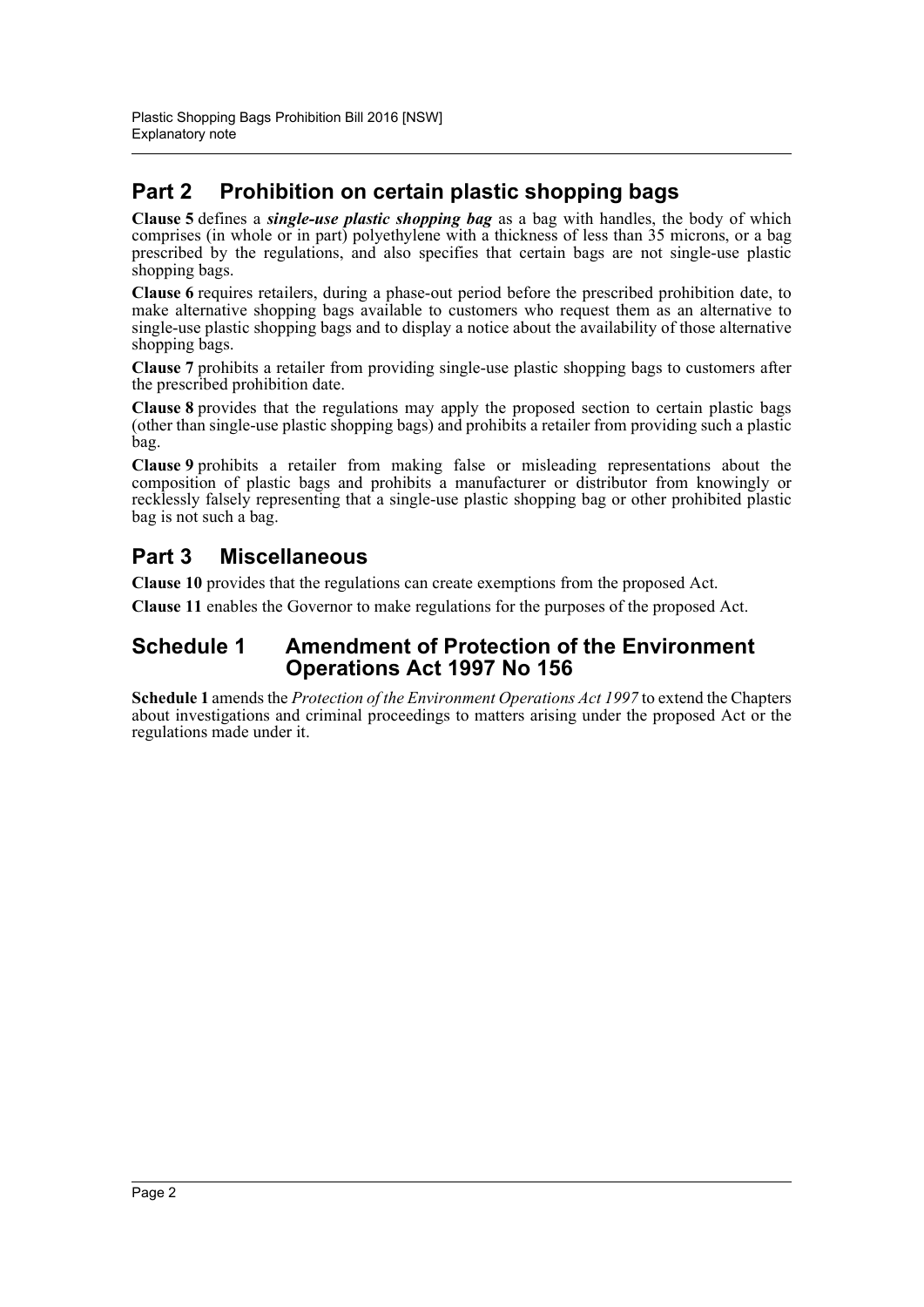## Part 2 Prohibition on certain plastic shopping bags

**Clause 5** defines a ***single-use plastic shopping bag*** as a bag with handles, the body of which comprises (in whole or in part) polyethylene with a thickness of less than 35 microns, or a bag prescribed by the regulations, and also specifies that certain bags are not single-use plastic shopping bags.

**Clause 6** requires retailers, during a phase-out period before the prescribed prohibition date, to make alternative shopping bags available to customers who request them as an alternative to single-use plastic shopping bags and to display a notice about the availability of those alternative shopping bags.

**Clause 7** prohibits a retailer from providing single-use plastic shopping bags to customers after the prescribed prohibition date.

**Clause 8** provides that the regulations may apply the proposed section to certain plastic bags (other than single-use plastic shopping bags) and prohibits a retailer from providing such a plastic bag.

**Clause 9** prohibits a retailer from making false or misleading representations about the composition of plastic bags and prohibits a manufacturer or distributor from knowingly or recklessly falsely representing that a single-use plastic shopping bag or other prohibited plastic bag is not such a bag.

## Part 3 Miscellaneous

**Clause 10** provides that the regulations can create exemptions from the proposed Act.

**Clause 11** enables the Governor to make regulations for the purposes of the proposed Act.

## Schedule 1 Amendment of Protection of the Environment Operations Act 1997 No 156

**Schedule 1** amends the *Protection of the Environment Operations Act 1997* to extend the Chapters about investigations and criminal proceedings to matters arising under the proposed Act or the regulations made under it.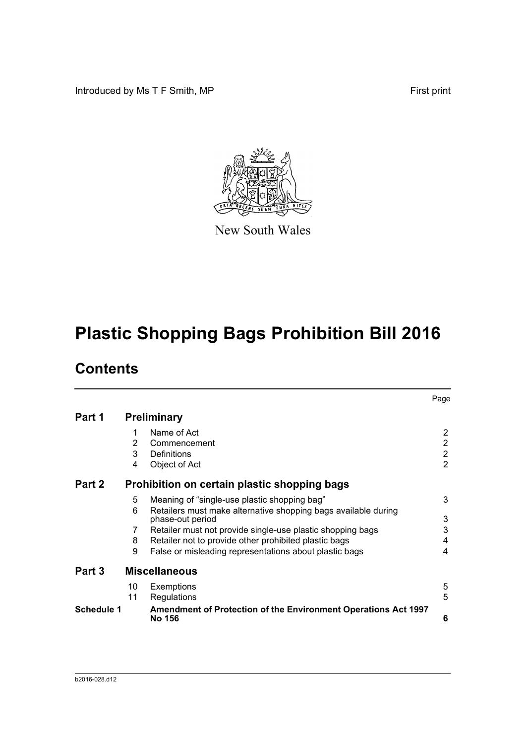Introduced by Ms T F Smith, MP

First print

New South Wales

# Plastic Shopping Bags Prohibition Bill 2016

## Contents

| | | | Page |
|---|---|---|---|
| **Part 1** | | **Preliminary** | |
| | 1 | Name of Act | 2 |
| | 2 | Commencement | 2 |
| | 3 | Definitions | 2 |
| | 4 | Object of Act | 2 |
| **Part 2** | | **Prohibition on certain plastic shopping bags** | |
| | 5 | Meaning of "single-use plastic shopping bag" | 3 |
| | 6 | Retailers must make alternative shopping bags available during phase-out period | 3 |
| | 7 | Retailer must not provide single-use plastic shopping bags | 3 |
| | 8 | Retailer not to provide other prohibited plastic bags | 4 |
| | 9 | False or misleading representations about plastic bags | 4 |
| **Part 3** | | **Miscellaneous** | |
| | 10 | Exemptions | 5 |
| | 11 | Regulations | 5 |
| **Schedule 1** | | **Amendment of Protection of the Environment Operations Act 1997 No 156** | **6** |

b2016-028.d12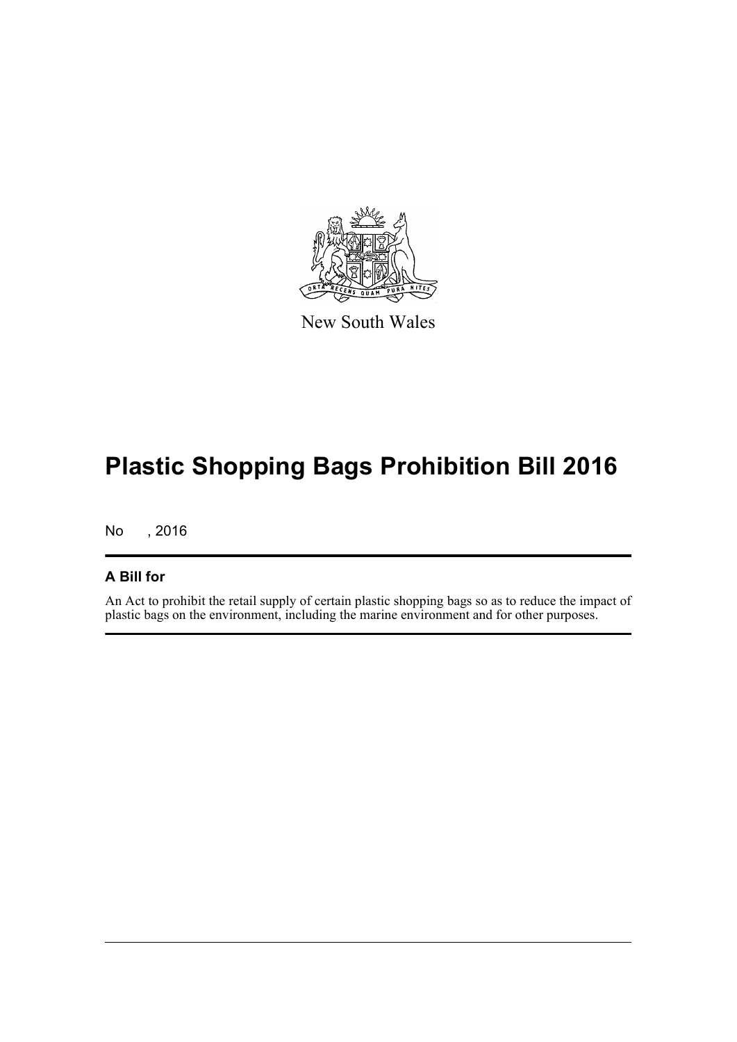New South Wales

# Plastic Shopping Bags Prohibition Bill 2016

No , 2016

## A Bill for

An Act to prohibit the retail supply of certain plastic shopping bags so as to reduce the impact of plastic bags on the environment, including the marine environment and for other purposes.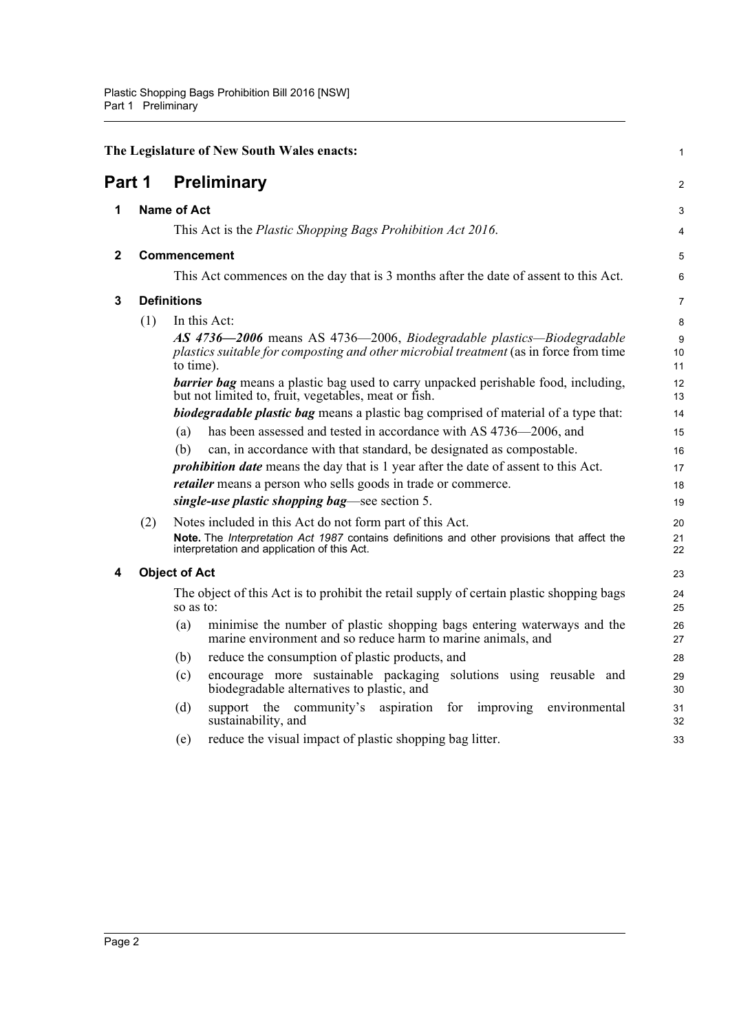The Legislature of New South Wales enacts:

# Part 1 Preliminary

## 1 Name of Act

This Act is the *Plastic Shopping Bags Prohibition Act 2016*.

## 2 Commencement

This Act commences on the day that is 3 months after the date of assent to this Act.

## 3 Definitions

(1) In this Act:

***AS 4736—2006*** means AS 4736—2006, *Biodegradable plastics—Biodegradable plastics suitable for composting and other microbial treatment* (as in force from time to time).

***barrier bag*** means a plastic bag used to carry unpacked perishable food, including, but not limited to, fruit, vegetables, meat or fish.

***biodegradable plastic bag*** means a plastic bag comprised of material of a type that:

- (a) has been assessed and tested in accordance with AS 4736—2006, and
- (b) can, in accordance with that standard, be designated as compostable.

***prohibition date*** means the day that is 1 year after the date of assent to this Act.

***retailer*** means a person who sells goods in trade or commerce.

***single-use plastic shopping bag***—see section 5.

(2) Notes included in this Act do not form part of this Act.

**Note.** The *Interpretation Act 1987* contains definitions and other provisions that affect the interpretation and application of this Act.

## 4 Object of Act

The object of this Act is to prohibit the retail supply of certain plastic shopping bags so as to:

- (a) minimise the number of plastic shopping bags entering waterways and the marine environment and so reduce harm to marine animals, and
- (b) reduce the consumption of plastic products, and
- (c) encourage more sustainable packaging solutions using reusable and biodegradable alternatives to plastic, and
- (d) support the community's aspiration for improving environmental sustainability, and
- (e) reduce the visual impact of plastic shopping bag litter.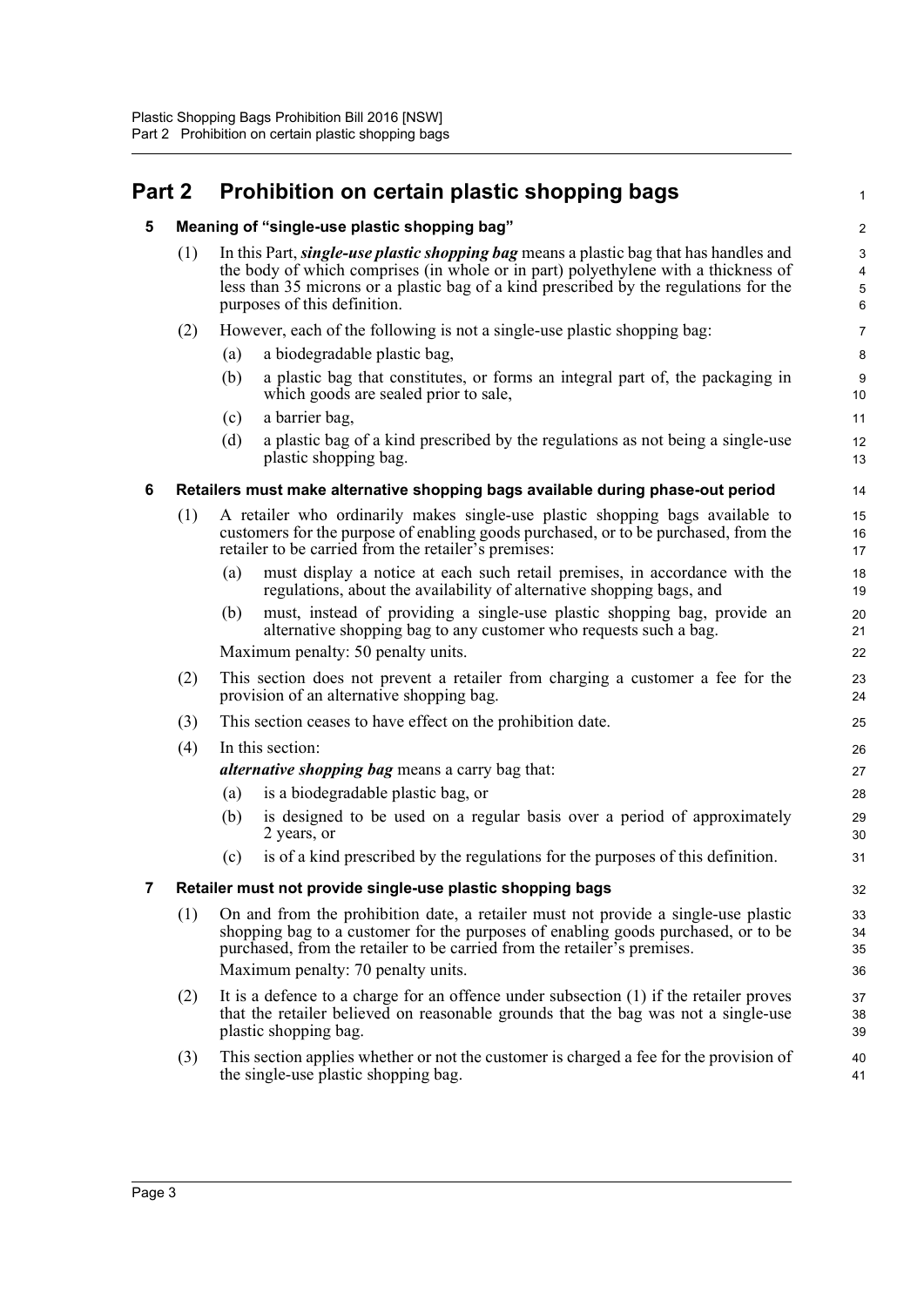# Part 2 Prohibition on certain plastic shopping bags

## 5 Meaning of "single-use plastic shopping bag"

(1) In this Part, ***single-use plastic shopping bag*** means a plastic bag that has handles and the body of which comprises (in whole or in part) polyethylene with a thickness of less than 35 microns or a plastic bag of a kind prescribed by the regulations for the purposes of this definition.

(2) However, each of the following is not a single-use plastic shopping bag:

- (a) a biodegradable plastic bag,
- (b) a plastic bag that constitutes, or forms an integral part of, the packaging in which goods are sealed prior to sale,
- (c) a barrier bag,
- (d) a plastic bag of a kind prescribed by the regulations as not being a single-use plastic shopping bag.

## 6 Retailers must make alternative shopping bags available during phase-out period

(1) A retailer who ordinarily makes single-use plastic shopping bags available to customers for the purpose of enabling goods purchased, or to be purchased, from the retailer to be carried from the retailer's premises:

- (a) must display a notice at each such retail premises, in accordance with the regulations, about the availability of alternative shopping bags, and
- (b) must, instead of providing a single-use plastic shopping bag, provide an alternative shopping bag to any customer who requests such a bag.

Maximum penalty: 50 penalty units.

(2) This section does not prevent a retailer from charging a customer a fee for the provision of an alternative shopping bag.

(3) This section ceases to have effect on the prohibition date.

(4) In this section:

***alternative shopping bag*** means a carry bag that:

- (a) is a biodegradable plastic bag, or
- (b) is designed to be used on a regular basis over a period of approximately 2 years, or
- (c) is of a kind prescribed by the regulations for the purposes of this definition.

## 7 Retailer must not provide single-use plastic shopping bags

(1) On and from the prohibition date, a retailer must not provide a single-use plastic shopping bag to a customer for the purposes of enabling goods purchased, or to be purchased, from the retailer to be carried from the retailer's premises.

Maximum penalty: 70 penalty units.

(2) It is a defence to a charge for an offence under subsection (1) if the retailer proves that the retailer believed on reasonable grounds that the bag was not a single-use plastic shopping bag.

(3) This section applies whether or not the customer is charged a fee for the provision of the single-use plastic shopping bag.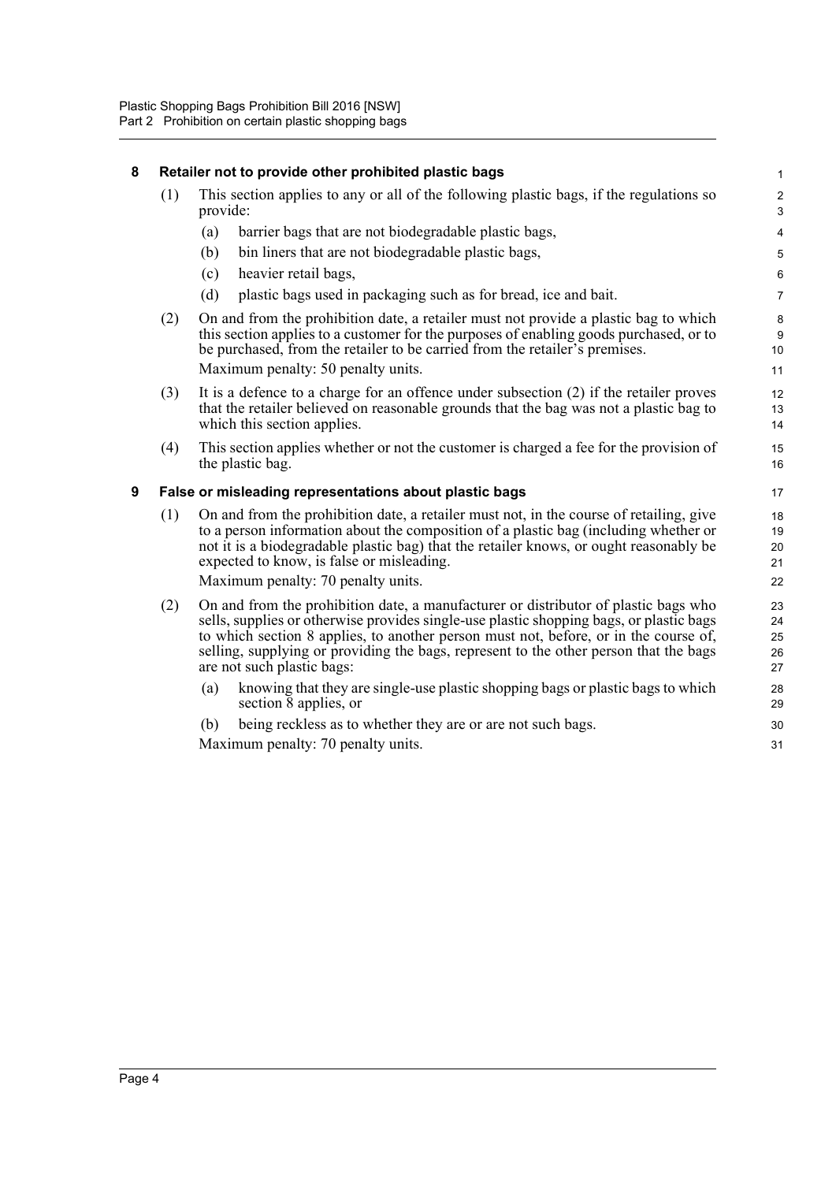## 8 Retailer not to provide other prohibited plastic bags

(1) This section applies to any or all of the following plastic bags, if the regulations so provide:

- (a) barrier bags that are not biodegradable plastic bags,
- (b) bin liners that are not biodegradable plastic bags,
- (c) heavier retail bags,
- (d) plastic bags used in packaging such as for bread, ice and bait.

(2) On and from the prohibition date, a retailer must not provide a plastic bag to which this section applies to a customer for the purposes of enabling goods purchased, or to be purchased, from the retailer to be carried from the retailer's premises.

Maximum penalty: 50 penalty units.

(3) It is a defence to a charge for an offence under subsection (2) if the retailer proves that the retailer believed on reasonable grounds that the bag was not a plastic bag to which this section applies.

(4) This section applies whether or not the customer is charged a fee for the provision of the plastic bag.

## 9 False or misleading representations about plastic bags

(1) On and from the prohibition date, a retailer must not, in the course of retailing, give to a person information about the composition of a plastic bag (including whether or not it is a biodegradable plastic bag) that the retailer knows, or ought reasonably be expected to know, is false or misleading.

Maximum penalty: 70 penalty units.

(2) On and from the prohibition date, a manufacturer or distributor of plastic bags who sells, supplies or otherwise provides single-use plastic shopping bags, or plastic bags to which section 8 applies, to another person must not, before, or in the course of, selling, supplying or providing the bags, represent to the other person that the bags are not such plastic bags:

- (a) knowing that they are single-use plastic shopping bags or plastic bags to which section 8 applies, or
- (b) being reckless as to whether they are or are not such bags.

Maximum penalty: 70 penalty units.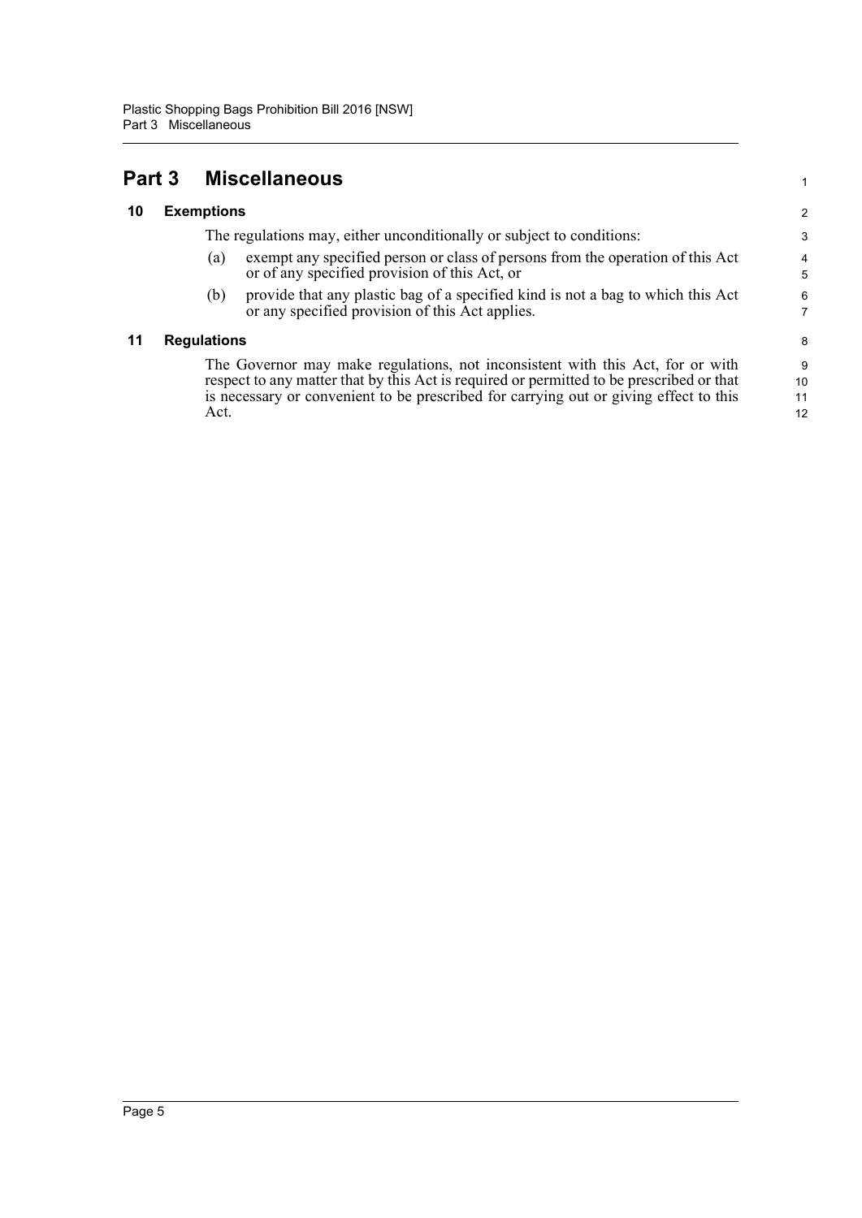# Part 3 Miscellaneous

## 10 Exemptions

The regulations may, either unconditionally or subject to conditions:

(a) exempt any specified person or class of persons from the operation of this Act or of any specified provision of this Act, or

(b) provide that any plastic bag of a specified kind is not a bag to which this Act or any specified provision of this Act applies.

## 11 Regulations

The Governor may make regulations, not inconsistent with this Act, for or with respect to any matter that by this Act is required or permitted to be prescribed or that is necessary or convenient to be prescribed for carrying out or giving effect to this Act.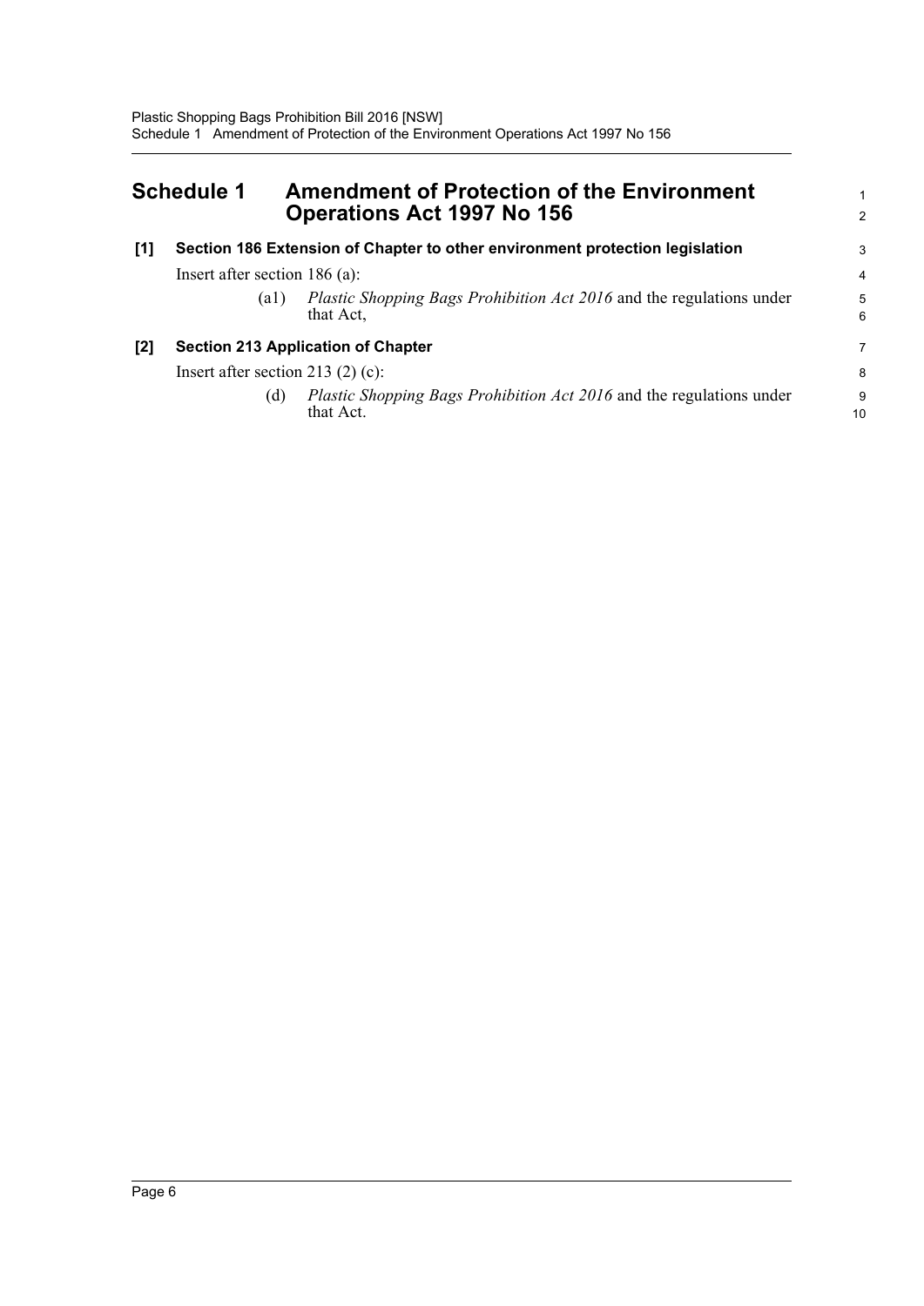# Schedule 1 Amendment of Protection of the Environment Operations Act 1997 No 156

**[1] Section 186 Extension of Chapter to other environment protection legislation**

Insert after section 186 (a):

(a1) *Plastic Shopping Bags Prohibition Act 2016* and the regulations under that Act,

**[2] Section 213 Application of Chapter**

Insert after section 213 (2) (c):

(d) *Plastic Shopping Bags Prohibition Act 2016* and the regulations under that Act.